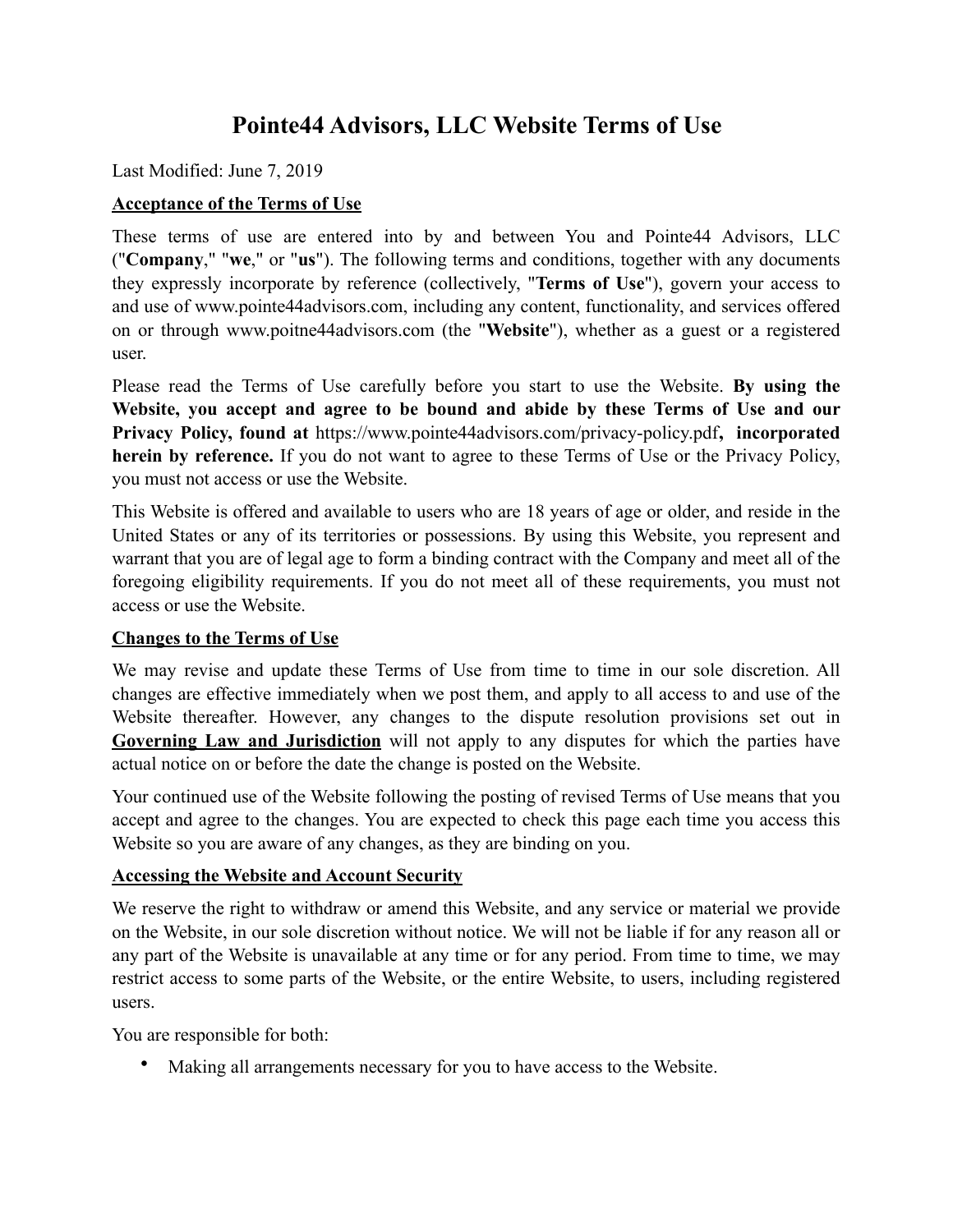# Pointe44 Advisors, LLC Website Terms of Use

Last Modified: June 7, 2019

**Acceptance of the Terms of Use**

These terms of use are entered into by and between You and Pointe44 Advisors, LLC ("**Company**," "**we**," or "**us**"). The following terms and conditions, together with any documents they expressly incorporate by reference (collectively, "**Terms of Use**"), govern your access to and use of www.pointe44advisors.com, including any content, functionality, and services offered on or through www.poitne44advisors.com (the "**Website**"), whether as a guest or a registered user.

Please read the Terms of Use carefully before you start to use the Website. **By using the Website, you accept and agree to be bound and abide by these Terms of Use and our Privacy Policy, found at** https://www.pointe44advisors.com/privacy-policy.pdf**, incorporated herein by reference.** If you do not want to agree to these Terms of Use or the Privacy Policy, you must not access or use the Website.

This Website is offered and available to users who are 18 years of age or older, and reside in the United States or any of its territories or possessions. By using this Website, you represent and warrant that you are of legal age to form a binding contract with the Company and meet all of the foregoing eligibility requirements. If you do not meet all of these requirements, you must not access or use the Website.

**Changes to the Terms of Use**

We may revise and update these Terms of Use from time to time in our sole discretion. All changes are effective immediately when we post them, and apply to all access to and use of the Website thereafter. However, any changes to the dispute resolution provisions set out in **Governing Law and Jurisdiction** will not apply to any disputes for which the parties have actual notice on or before the date the change is posted on the Website.

Your continued use of the Website following the posting of revised Terms of Use means that you accept and agree to the changes. You are expected to check this page each time you access this Website so you are aware of any changes, as they are binding on you.

**Accessing the Website and Account Security**

We reserve the right to withdraw or amend this Website, and any service or material we provide on the Website, in our sole discretion without notice. We will not be liable if for any reason all or any part of the Website is unavailable at any time or for any period. From time to time, we may restrict access to some parts of the Website, or the entire Website, to users, including registered users.

You are responsible for both:

- Making all arrangements necessary for you to have access to the Website.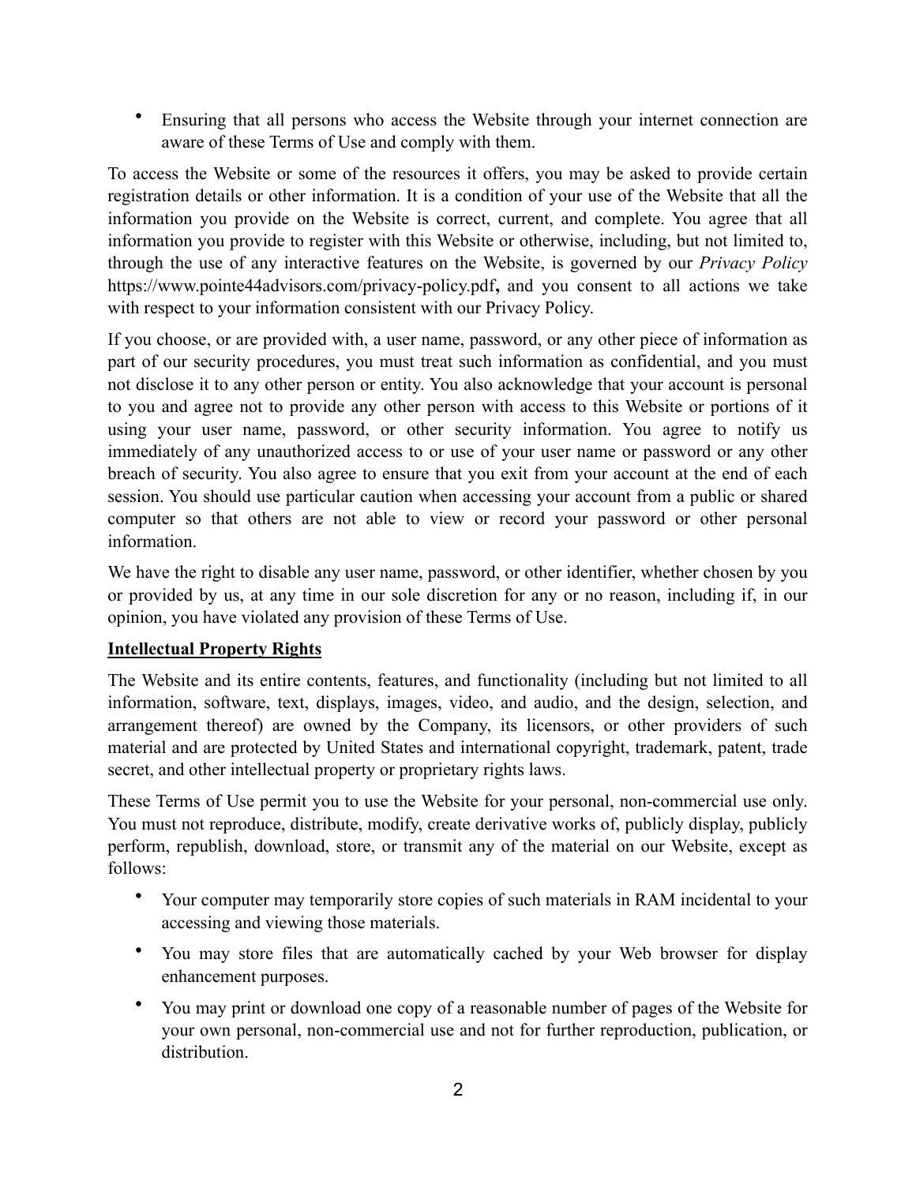- Ensuring that all persons who access the Website through your internet connection are aware of these Terms of Use and comply with them.

To access the Website or some of the resources it offers, you may be asked to provide certain registration details or other information. It is a condition of your use of the Website that all the information you provide on the Website is correct, current, and complete. You agree that all information you provide to register with this Website or otherwise, including, but not limited to, through the use of any interactive features on the Website, is governed by our *Privacy Policy* https://www.pointe44advisors.com/privacy-policy.pdf**,** and you consent to all actions we take with respect to your information consistent with our Privacy Policy.

If you choose, or are provided with, a user name, password, or any other piece of information as part of our security procedures, you must treat such information as confidential, and you must not disclose it to any other person or entity. You also acknowledge that your account is personal to you and agree not to provide any other person with access to this Website or portions of it using your user name, password, or other security information. You agree to notify us immediately of any unauthorized access to or use of your user name or password or any other breach of security. You also agree to ensure that you exit from your account at the end of each session. You should use particular caution when accessing your account from a public or shared computer so that others are not able to view or record your password or other personal information.

We have the right to disable any user name, password, or other identifier, whether chosen by you or provided by us, at any time in our sole discretion for any or no reason, including if, in our opinion, you have violated any provision of these Terms of Use.

**Intellectual Property Rights**

The Website and its entire contents, features, and functionality (including but not limited to all information, software, text, displays, images, video, and audio, and the design, selection, and arrangement thereof) are owned by the Company, its licensors, or other providers of such material and are protected by United States and international copyright, trademark, patent, trade secret, and other intellectual property or proprietary rights laws.

These Terms of Use permit you to use the Website for your personal, non-commercial use only. You must not reproduce, distribute, modify, create derivative works of, publicly display, publicly perform, republish, download, store, or transmit any of the material on our Website, except as follows:

- Your computer may temporarily store copies of such materials in RAM incidental to your accessing and viewing those materials.
- You may store files that are automatically cached by your Web browser for display enhancement purposes.
- You may print or download one copy of a reasonable number of pages of the Website for your own personal, non-commercial use and not for further reproduction, publication, or distribution.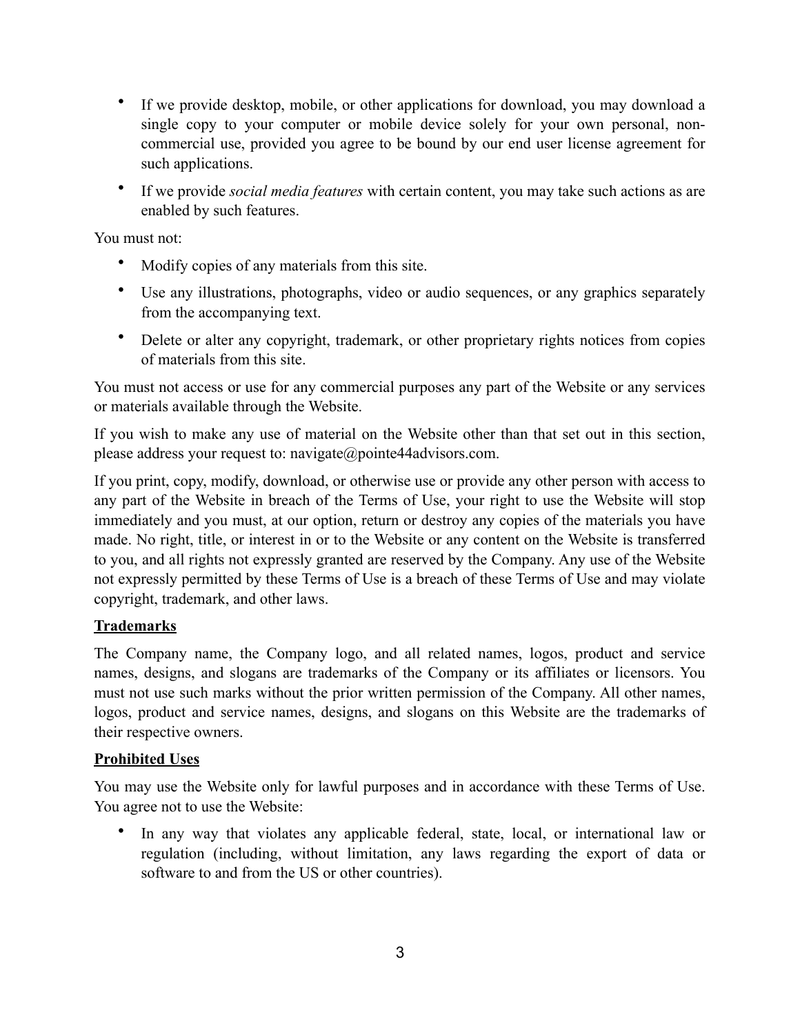- If we provide desktop, mobile, or other applications for download, you may download a single copy to your computer or mobile device solely for your own personal, non-commercial use, provided you agree to be bound by our end user license agreement for such applications.
- If we provide *social media features* with certain content, you may take such actions as are enabled by such features.

You must not:

- Modify copies of any materials from this site.
- Use any illustrations, photographs, video or audio sequences, or any graphics separately from the accompanying text.
- Delete or alter any copyright, trademark, or other proprietary rights notices from copies of materials from this site.

You must not access or use for any commercial purposes any part of the Website or any services or materials available through the Website.

If you wish to make any use of material on the Website other than that set out in this section, please address your request to: navigate@pointe44advisors.com.

If you print, copy, modify, download, or otherwise use or provide any other person with access to any part of the Website in breach of the Terms of Use, your right to use the Website will stop immediately and you must, at our option, return or destroy any copies of the materials you have made. No right, title, or interest in or to the Website or any content on the Website is transferred to you, and all rights not expressly granted are reserved by the Company. Any use of the Website not expressly permitted by these Terms of Use is a breach of these Terms of Use and may violate copyright, trademark, and other laws.

**Trademarks**

The Company name, the Company logo, and all related names, logos, product and service names, designs, and slogans are trademarks of the Company or its affiliates or licensors. You must not use such marks without the prior written permission of the Company. All other names, logos, product and service names, designs, and slogans on this Website are the trademarks of their respective owners.

**Prohibited Uses**

You may use the Website only for lawful purposes and in accordance with these Terms of Use. You agree not to use the Website:

- In any way that violates any applicable federal, state, local, or international law or regulation (including, without limitation, any laws regarding the export of data or software to and from the US or other countries).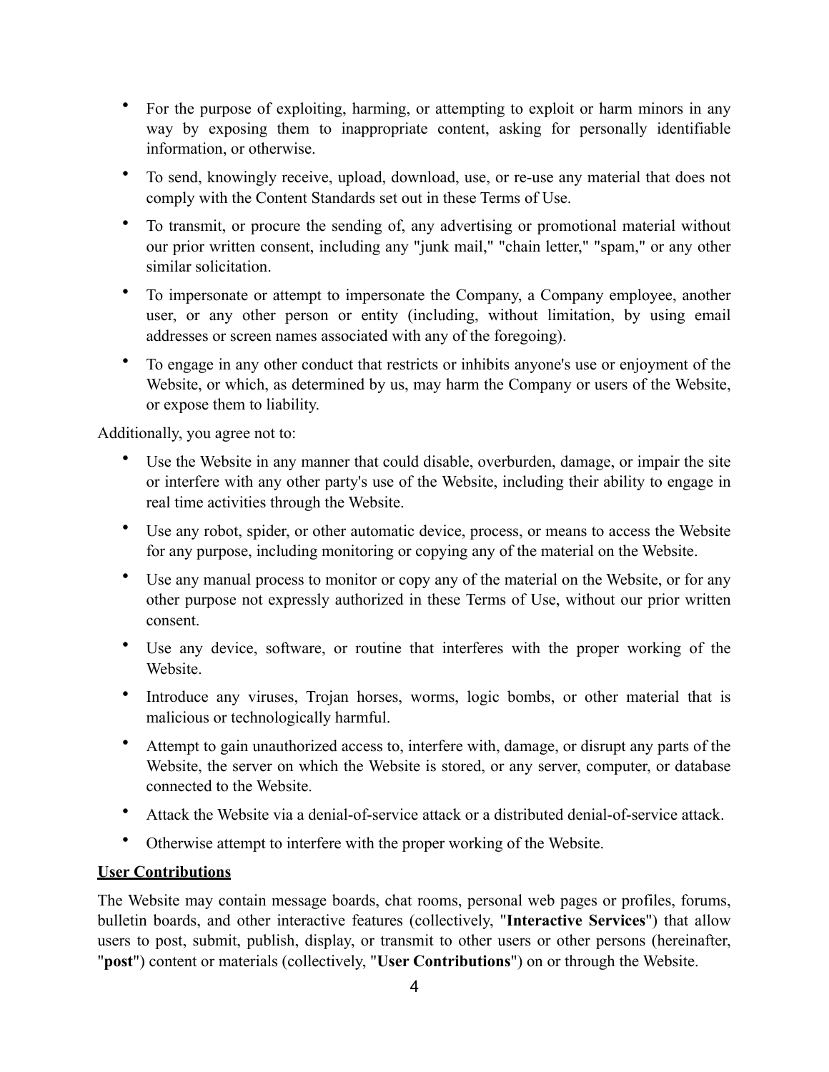- For the purpose of exploiting, harming, or attempting to exploit or harm minors in any way by exposing them to inappropriate content, asking for personally identifiable information, or otherwise.
- To send, knowingly receive, upload, download, use, or re-use any material that does not comply with the Content Standards set out in these Terms of Use.
- To transmit, or procure the sending of, any advertising or promotional material without our prior written consent, including any "junk mail," "chain letter," "spam," or any other similar solicitation.
- To impersonate or attempt to impersonate the Company, a Company employee, another user, or any other person or entity (including, without limitation, by using email addresses or screen names associated with any of the foregoing).
- To engage in any other conduct that restricts or inhibits anyone's use or enjoyment of the Website, or which, as determined by us, may harm the Company or users of the Website, or expose them to liability.

Additionally, you agree not to:

- Use the Website in any manner that could disable, overburden, damage, or impair the site or interfere with any other party's use of the Website, including their ability to engage in real time activities through the Website.
- Use any robot, spider, or other automatic device, process, or means to access the Website for any purpose, including monitoring or copying any of the material on the Website.
- Use any manual process to monitor or copy any of the material on the Website, or for any other purpose not expressly authorized in these Terms of Use, without our prior written consent.
- Use any device, software, or routine that interferes with the proper working of the Website.
- Introduce any viruses, Trojan horses, worms, logic bombs, or other material that is malicious or technologically harmful.
- Attempt to gain unauthorized access to, interfere with, damage, or disrupt any parts of the Website, the server on which the Website is stored, or any server, computer, or database connected to the Website.
- Attack the Website via a denial-of-service attack or a distributed denial-of-service attack.
- Otherwise attempt to interfere with the proper working of the Website.

**User Contributions**

The Website may contain message boards, chat rooms, personal web pages or profiles, forums, bulletin boards, and other interactive features (collectively, "**Interactive Services**") that allow users to post, submit, publish, display, or transmit to other users or other persons (hereinafter, "**post**") content or materials (collectively, "**User Contributions**") on or through the Website.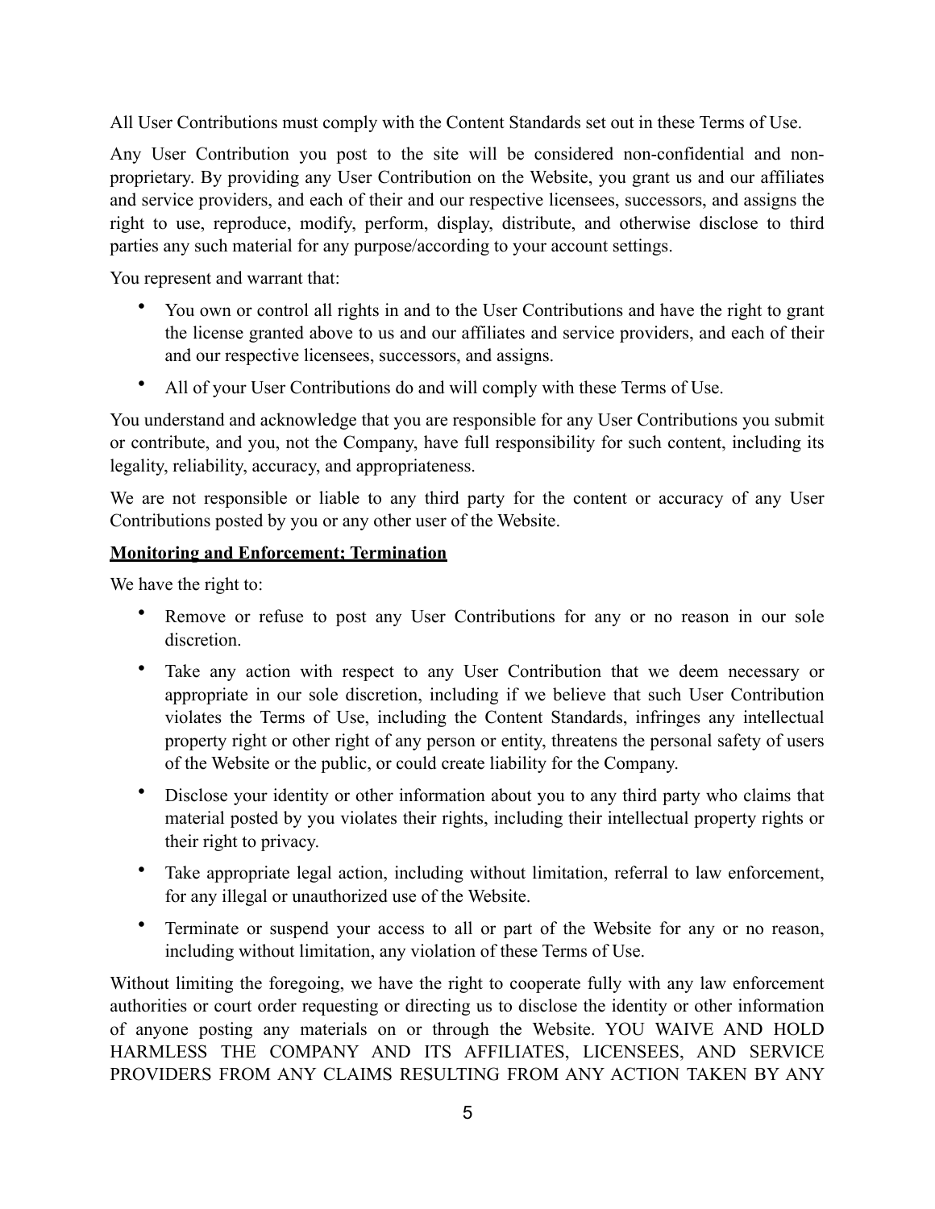All User Contributions must comply with the Content Standards set out in these Terms of Use.

Any User Contribution you post to the site will be considered non-confidential and non-proprietary. By providing any User Contribution on the Website, you grant us and our affiliates and service providers, and each of their and our respective licensees, successors, and assigns the right to use, reproduce, modify, perform, display, distribute, and otherwise disclose to third parties any such material for any purpose/according to your account settings.

You represent and warrant that:

- You own or control all rights in and to the User Contributions and have the right to grant the license granted above to us and our affiliates and service providers, and each of their and our respective licensees, successors, and assigns.
- All of your User Contributions do and will comply with these Terms of Use.

You understand and acknowledge that you are responsible for any User Contributions you submit or contribute, and you, not the Company, have full responsibility for such content, including its legality, reliability, accuracy, and appropriateness.

We are not responsible or liable to any third party for the content or accuracy of any User Contributions posted by you or any other user of the Website.

**<u>Monitoring and Enforcement; Termination</u>**

We have the right to:

- Remove or refuse to post any User Contributions for any or no reason in our sole discretion.
- Take any action with respect to any User Contribution that we deem necessary or appropriate in our sole discretion, including if we believe that such User Contribution violates the Terms of Use, including the Content Standards, infringes any intellectual property right or other right of any person or entity, threatens the personal safety of users of the Website or the public, or could create liability for the Company.
- Disclose your identity or other information about you to any third party who claims that material posted by you violates their rights, including their intellectual property rights or their right to privacy.
- Take appropriate legal action, including without limitation, referral to law enforcement, for any illegal or unauthorized use of the Website.
- Terminate or suspend your access to all or part of the Website for any or no reason, including without limitation, any violation of these Terms of Use.

Without limiting the foregoing, we have the right to cooperate fully with any law enforcement authorities or court order requesting or directing us to disclose the identity or other information of anyone posting any materials on or through the Website. YOU WAIVE AND HOLD HARMLESS THE COMPANY AND ITS AFFILIATES, LICENSEES, AND SERVICE PROVIDERS FROM ANY CLAIMS RESULTING FROM ANY ACTION TAKEN BY ANY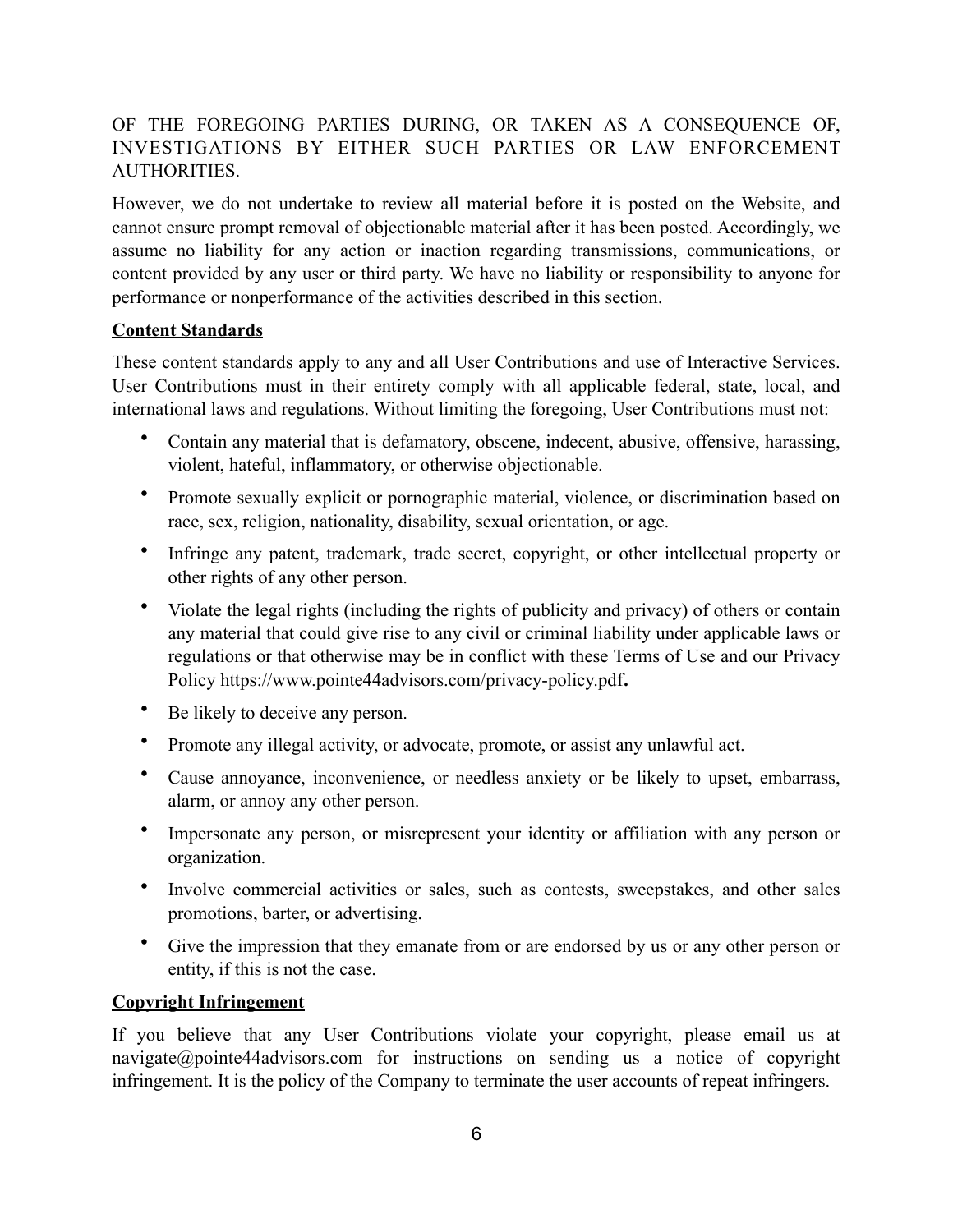OF THE FOREGOING PARTIES DURING, OR TAKEN AS A CONSEQUENCE OF, INVESTIGATIONS BY EITHER SUCH PARTIES OR LAW ENFORCEMENT AUTHORITIES.

However, we do not undertake to review all material before it is posted on the Website, and cannot ensure prompt removal of objectionable material after it has been posted. Accordingly, we assume no liability for any action or inaction regarding transmissions, communications, or content provided by any user or third party. We have no liability or responsibility to anyone for performance or nonperformance of the activities described in this section.

**Content Standards**

These content standards apply to any and all User Contributions and use of Interactive Services. User Contributions must in their entirety comply with all applicable federal, state, local, and international laws and regulations. Without limiting the foregoing, User Contributions must not:

- Contain any material that is defamatory, obscene, indecent, abusive, offensive, harassing, violent, hateful, inflammatory, or otherwise objectionable.
- Promote sexually explicit or pornographic material, violence, or discrimination based on race, sex, religion, nationality, disability, sexual orientation, or age.
- Infringe any patent, trademark, trade secret, copyright, or other intellectual property or other rights of any other person.
- Violate the legal rights (including the rights of publicity and privacy) of others or contain any material that could give rise to any civil or criminal liability under applicable laws or regulations or that otherwise may be in conflict with these Terms of Use and our Privacy Policy https://www.pointe44advisors.com/privacy-policy.pdf**.**
- Be likely to deceive any person.
- Promote any illegal activity, or advocate, promote, or assist any unlawful act.
- Cause annoyance, inconvenience, or needless anxiety or be likely to upset, embarrass, alarm, or annoy any other person.
- Impersonate any person, or misrepresent your identity or affiliation with any person or organization.
- Involve commercial activities or sales, such as contests, sweepstakes, and other sales promotions, barter, or advertising.
- Give the impression that they emanate from or are endorsed by us or any other person or entity, if this is not the case.

**Copyright Infringement**

If you believe that any User Contributions violate your copyright, please email us at navigate@pointe44advisors.com for instructions on sending us a notice of copyright infringement. It is the policy of the Company to terminate the user accounts of repeat infringers.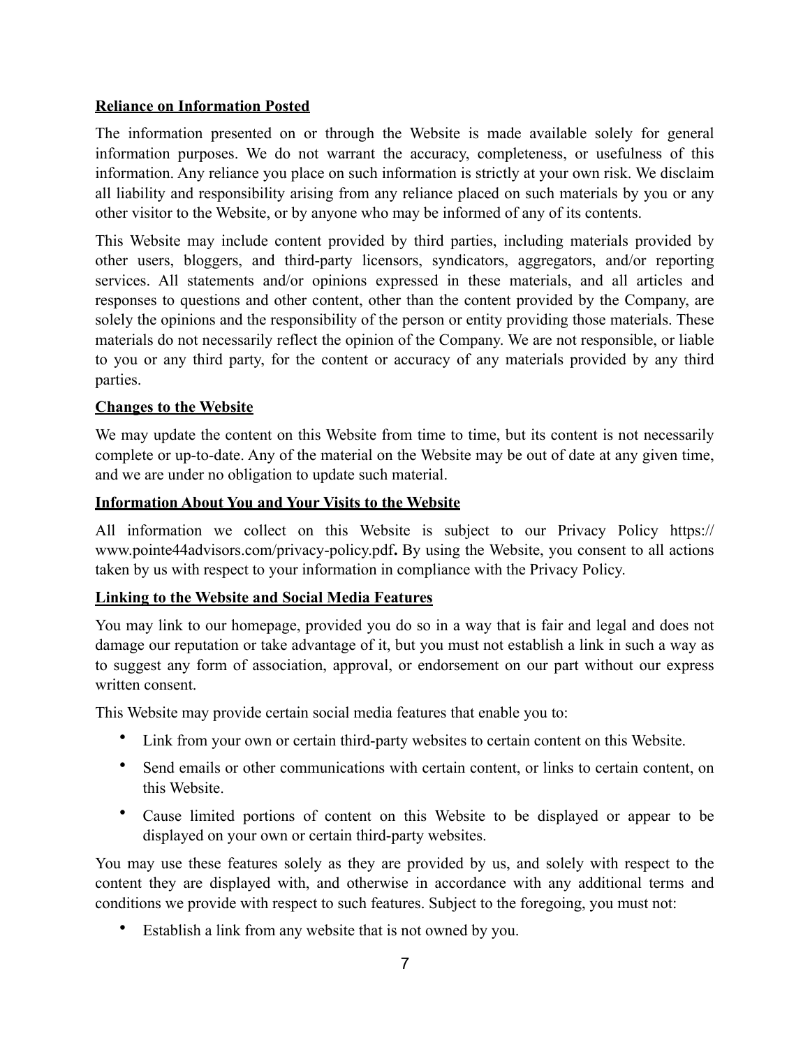**Reliance on Information Posted**

The information presented on or through the Website is made available solely for general information purposes. We do not warrant the accuracy, completeness, or usefulness of this information. Any reliance you place on such information is strictly at your own risk. We disclaim all liability and responsibility arising from any reliance placed on such materials by you or any other visitor to the Website, or by anyone who may be informed of any of its contents.

This Website may include content provided by third parties, including materials provided by other users, bloggers, and third-party licensors, syndicators, aggregators, and/or reporting services. All statements and/or opinions expressed in these materials, and all articles and responses to questions and other content, other than the content provided by the Company, are solely the opinions and the responsibility of the person or entity providing those materials. These materials do not necessarily reflect the opinion of the Company. We are not responsible, or liable to you or any third party, for the content or accuracy of any materials provided by any third parties.

**Changes to the Website**

We may update the content on this Website from time to time, but its content is not necessarily complete or up-to-date. Any of the material on the Website may be out of date at any given time, and we are under no obligation to update such material.

**Information About You and Your Visits to the Website**

All information we collect on this Website is subject to our Privacy Policy https://www.pointe44advisors.com/privacy-policy.pdf**.** By using the Website, you consent to all actions taken by us with respect to your information in compliance with the Privacy Policy.

**Linking to the Website and Social Media Features**

You may link to our homepage, provided you do so in a way that is fair and legal and does not damage our reputation or take advantage of it, but you must not establish a link in such a way as to suggest any form of association, approval, or endorsement on our part without our express written consent.

This Website may provide certain social media features that enable you to:

- Link from your own or certain third-party websites to certain content on this Website.
- Send emails or other communications with certain content, or links to certain content, on this Website.
- Cause limited portions of content on this Website to be displayed or appear to be displayed on your own or certain third-party websites.

You may use these features solely as they are provided by us, and solely with respect to the content they are displayed with, and otherwise in accordance with any additional terms and conditions we provide with respect to such features. Subject to the foregoing, you must not:

- Establish a link from any website that is not owned by you.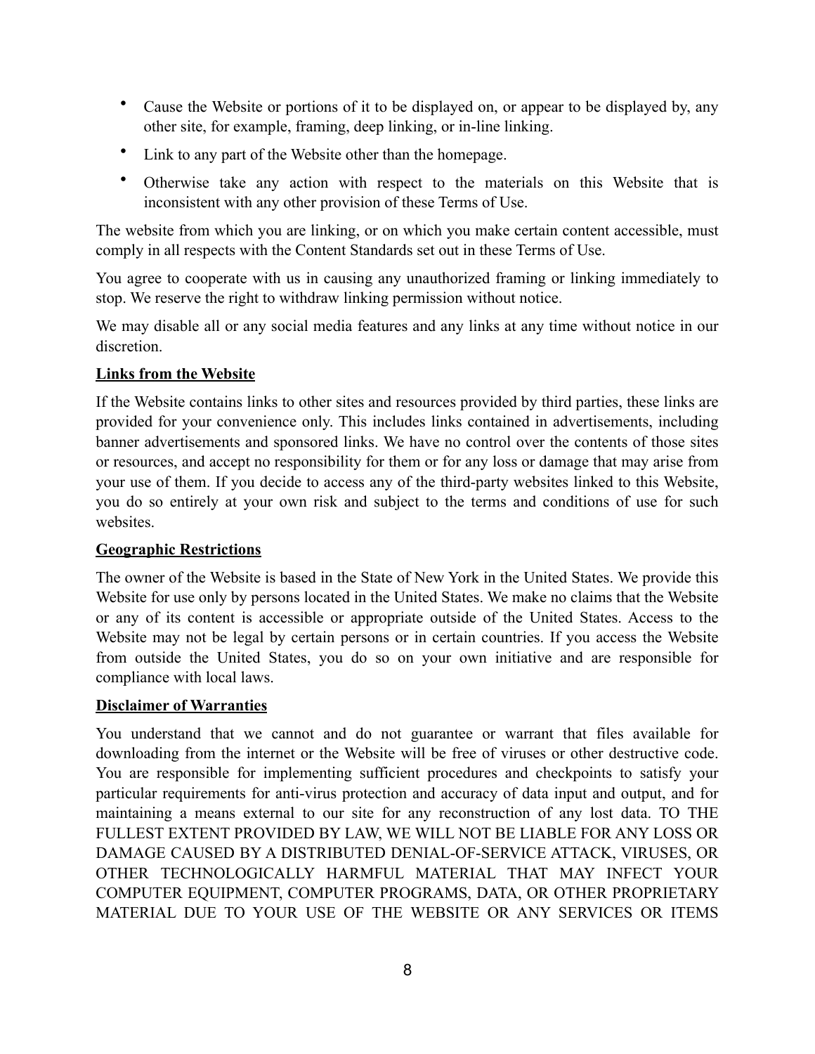- Cause the Website or portions of it to be displayed on, or appear to be displayed by, any other site, for example, framing, deep linking, or in-line linking.
- Link to any part of the Website other than the homepage.
- Otherwise take any action with respect to the materials on this Website that is inconsistent with any other provision of these Terms of Use.

The website from which you are linking, or on which you make certain content accessible, must comply in all respects with the Content Standards set out in these Terms of Use.

You agree to cooperate with us in causing any unauthorized framing or linking immediately to stop. We reserve the right to withdraw linking permission without notice.

We may disable all or any social media features and any links at any time without notice in our discretion.

**Links from the Website**

If the Website contains links to other sites and resources provided by third parties, these links are provided for your convenience only. This includes links contained in advertisements, including banner advertisements and sponsored links. We have no control over the contents of those sites or resources, and accept no responsibility for them or for any loss or damage that may arise from your use of them. If you decide to access any of the third-party websites linked to this Website, you do so entirely at your own risk and subject to the terms and conditions of use for such websites.

**Geographic Restrictions**

The owner of the Website is based in the State of New York in the United States. We provide this Website for use only by persons located in the United States. We make no claims that the Website or any of its content is accessible or appropriate outside of the United States. Access to the Website may not be legal by certain persons or in certain countries. If you access the Website from outside the United States, you do so on your own initiative and are responsible for compliance with local laws.

**Disclaimer of Warranties**

You understand that we cannot and do not guarantee or warrant that files available for downloading from the internet or the Website will be free of viruses or other destructive code. You are responsible for implementing sufficient procedures and checkpoints to satisfy your particular requirements for anti-virus protection and accuracy of data input and output, and for maintaining a means external to our site for any reconstruction of any lost data. TO THE FULLEST EXTENT PROVIDED BY LAW, WE WILL NOT BE LIABLE FOR ANY LOSS OR DAMAGE CAUSED BY A DISTRIBUTED DENIAL-OF-SERVICE ATTACK, VIRUSES, OR OTHER TECHNOLOGICALLY HARMFUL MATERIAL THAT MAY INFECT YOUR COMPUTER EQUIPMENT, COMPUTER PROGRAMS, DATA, OR OTHER PROPRIETARY MATERIAL DUE TO YOUR USE OF THE WEBSITE OR ANY SERVICES OR ITEMS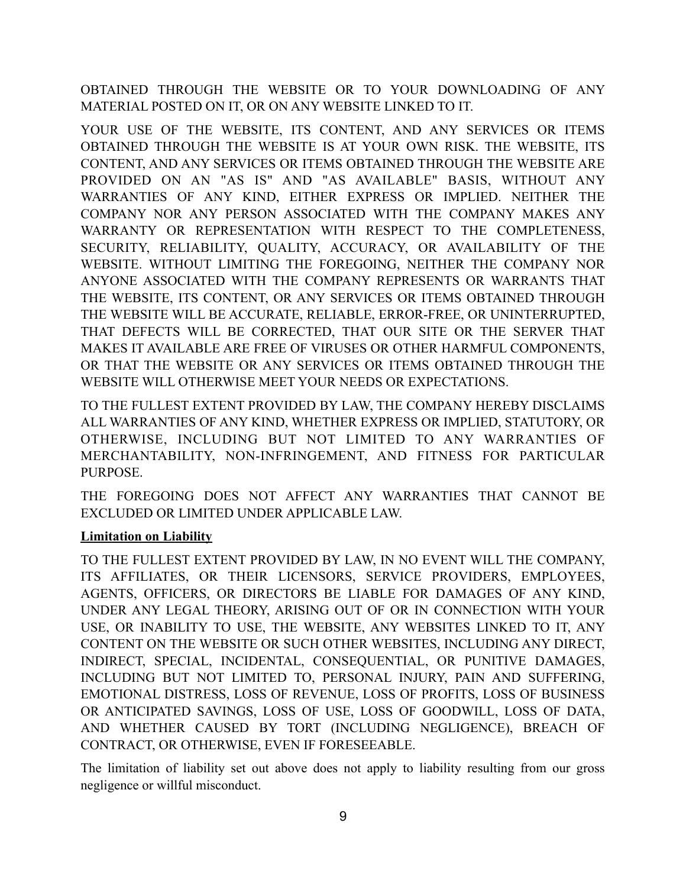OBTAINED THROUGH THE WEBSITE OR TO YOUR DOWNLOADING OF ANY MATERIAL POSTED ON IT, OR ON ANY WEBSITE LINKED TO IT.

YOUR USE OF THE WEBSITE, ITS CONTENT, AND ANY SERVICES OR ITEMS OBTAINED THROUGH THE WEBSITE IS AT YOUR OWN RISK. THE WEBSITE, ITS CONTENT, AND ANY SERVICES OR ITEMS OBTAINED THROUGH THE WEBSITE ARE PROVIDED ON AN "AS IS" AND "AS AVAILABLE" BASIS, WITHOUT ANY WARRANTIES OF ANY KIND, EITHER EXPRESS OR IMPLIED. NEITHER THE COMPANY NOR ANY PERSON ASSOCIATED WITH THE COMPANY MAKES ANY WARRANTY OR REPRESENTATION WITH RESPECT TO THE COMPLETENESS, SECURITY, RELIABILITY, QUALITY, ACCURACY, OR AVAILABILITY OF THE WEBSITE. WITHOUT LIMITING THE FOREGOING, NEITHER THE COMPANY NOR ANYONE ASSOCIATED WITH THE COMPANY REPRESENTS OR WARRANTS THAT THE WEBSITE, ITS CONTENT, OR ANY SERVICES OR ITEMS OBTAINED THROUGH THE WEBSITE WILL BE ACCURATE, RELIABLE, ERROR-FREE, OR UNINTERRUPTED, THAT DEFECTS WILL BE CORRECTED, THAT OUR SITE OR THE SERVER THAT MAKES IT AVAILABLE ARE FREE OF VIRUSES OR OTHER HARMFUL COMPONENTS, OR THAT THE WEBSITE OR ANY SERVICES OR ITEMS OBTAINED THROUGH THE WEBSITE WILL OTHERWISE MEET YOUR NEEDS OR EXPECTATIONS.

TO THE FULLEST EXTENT PROVIDED BY LAW, THE COMPANY HEREBY DISCLAIMS ALL WARRANTIES OF ANY KIND, WHETHER EXPRESS OR IMPLIED, STATUTORY, OR OTHERWISE, INCLUDING BUT NOT LIMITED TO ANY WARRANTIES OF MERCHANTABILITY, NON-INFRINGEMENT, AND FITNESS FOR PARTICULAR PURPOSE.

THE FOREGOING DOES NOT AFFECT ANY WARRANTIES THAT CANNOT BE EXCLUDED OR LIMITED UNDER APPLICABLE LAW.

**Limitation on Liability**

TO THE FULLEST EXTENT PROVIDED BY LAW, IN NO EVENT WILL THE COMPANY, ITS AFFILIATES, OR THEIR LICENSORS, SERVICE PROVIDERS, EMPLOYEES, AGENTS, OFFICERS, OR DIRECTORS BE LIABLE FOR DAMAGES OF ANY KIND, UNDER ANY LEGAL THEORY, ARISING OUT OF OR IN CONNECTION WITH YOUR USE, OR INABILITY TO USE, THE WEBSITE, ANY WEBSITES LINKED TO IT, ANY CONTENT ON THE WEBSITE OR SUCH OTHER WEBSITES, INCLUDING ANY DIRECT, INDIRECT, SPECIAL, INCIDENTAL, CONSEQUENTIAL, OR PUNITIVE DAMAGES, INCLUDING BUT NOT LIMITED TO, PERSONAL INJURY, PAIN AND SUFFERING, EMOTIONAL DISTRESS, LOSS OF REVENUE, LOSS OF PROFITS, LOSS OF BUSINESS OR ANTICIPATED SAVINGS, LOSS OF USE, LOSS OF GOODWILL, LOSS OF DATA, AND WHETHER CAUSED BY TORT (INCLUDING NEGLIGENCE), BREACH OF CONTRACT, OR OTHERWISE, EVEN IF FORESEEABLE.

The limitation of liability set out above does not apply to liability resulting from our gross negligence or willful misconduct.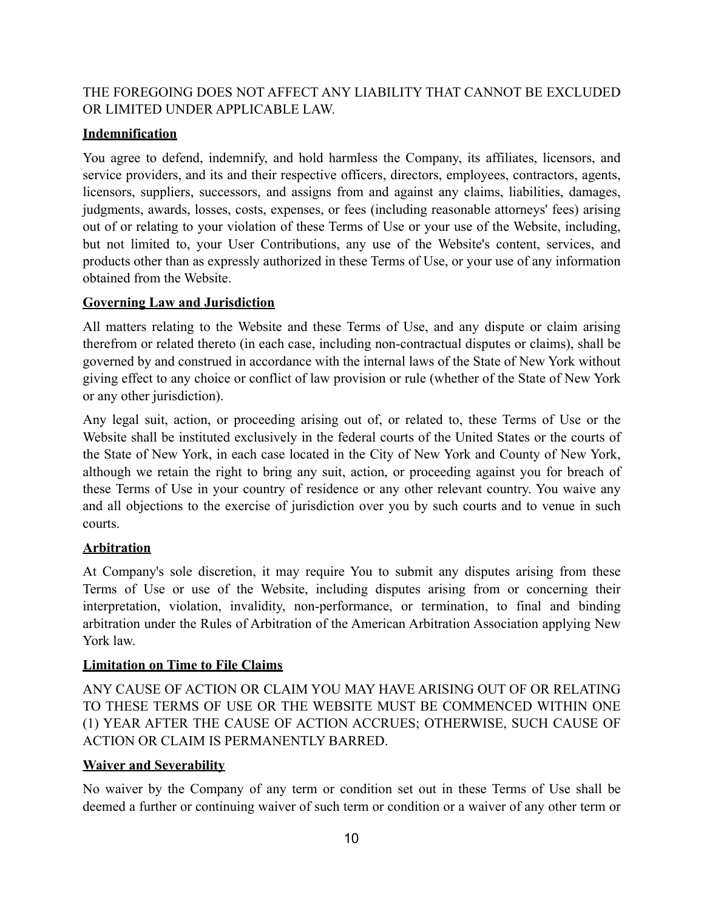THE FOREGOING DOES NOT AFFECT ANY LIABILITY THAT CANNOT BE EXCLUDED OR LIMITED UNDER APPLICABLE LAW.

**Indemnification**

You agree to defend, indemnify, and hold harmless the Company, its affiliates, licensors, and service providers, and its and their respective officers, directors, employees, contractors, agents, licensors, suppliers, successors, and assigns from and against any claims, liabilities, damages, judgments, awards, losses, costs, expenses, or fees (including reasonable attorneys' fees) arising out of or relating to your violation of these Terms of Use or your use of the Website, including, but not limited to, your User Contributions, any use of the Website's content, services, and products other than as expressly authorized in these Terms of Use, or your use of any information obtained from the Website.

**Governing Law and Jurisdiction**

All matters relating to the Website and these Terms of Use, and any dispute or claim arising therefrom or related thereto (in each case, including non-contractual disputes or claims), shall be governed by and construed in accordance with the internal laws of the State of New York without giving effect to any choice or conflict of law provision or rule (whether of the State of New York or any other jurisdiction).

Any legal suit, action, or proceeding arising out of, or related to, these Terms of Use or the Website shall be instituted exclusively in the federal courts of the United States or the courts of the State of New York, in each case located in the City of New York and County of New York, although we retain the right to bring any suit, action, or proceeding against you for breach of these Terms of Use in your country of residence or any other relevant country. You waive any and all objections to the exercise of jurisdiction over you by such courts and to venue in such courts.

**Arbitration**

At Company's sole discretion, it may require You to submit any disputes arising from these Terms of Use or use of the Website, including disputes arising from or concerning their interpretation, violation, invalidity, non-performance, or termination, to final and binding arbitration under the Rules of Arbitration of the American Arbitration Association applying New York law.

**Limitation on Time to File Claims**

ANY CAUSE OF ACTION OR CLAIM YOU MAY HAVE ARISING OUT OF OR RELATING TO THESE TERMS OF USE OR THE WEBSITE MUST BE COMMENCED WITHIN ONE (1) YEAR AFTER THE CAUSE OF ACTION ACCRUES; OTHERWISE, SUCH CAUSE OF ACTION OR CLAIM IS PERMANENTLY BARRED.

**Waiver and Severability**

No waiver by the Company of any term or condition set out in these Terms of Use shall be deemed a further or continuing waiver of such term or condition or a waiver of any other term or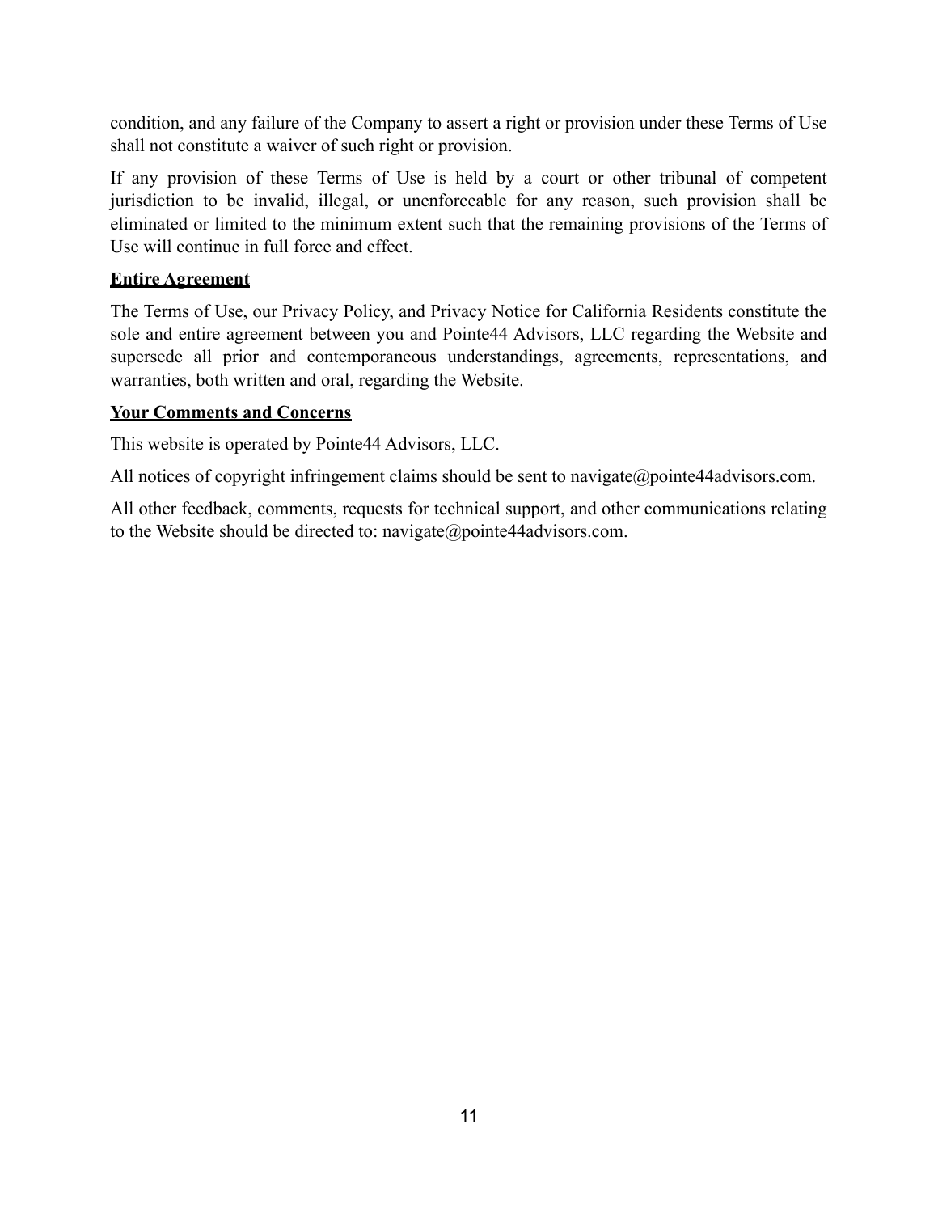condition, and any failure of the Company to assert a right or provision under these Terms of Use shall not constitute a waiver of such right or provision.

If any provision of these Terms of Use is held by a court or other tribunal of competent jurisdiction to be invalid, illegal, or unenforceable for any reason, such provision shall be eliminated or limited to the minimum extent such that the remaining provisions of the Terms of Use will continue in full force and effect.

## **Entire Agreement**

The Terms of Use, our Privacy Policy, and Privacy Notice for California Residents constitute the sole and entire agreement between you and Pointe44 Advisors, LLC regarding the Website and supersede all prior and contemporaneous understandings, agreements, representations, and warranties, both written and oral, regarding the Website.

## **Your Comments and Concerns**

This website is operated by Pointe44 Advisors, LLC.

All notices of copyright infringement claims should be sent to navigate@pointe44advisors.com.

All other feedback, comments, requests for technical support, and other communications relating to the Website should be directed to: navigate@pointe44advisors.com.